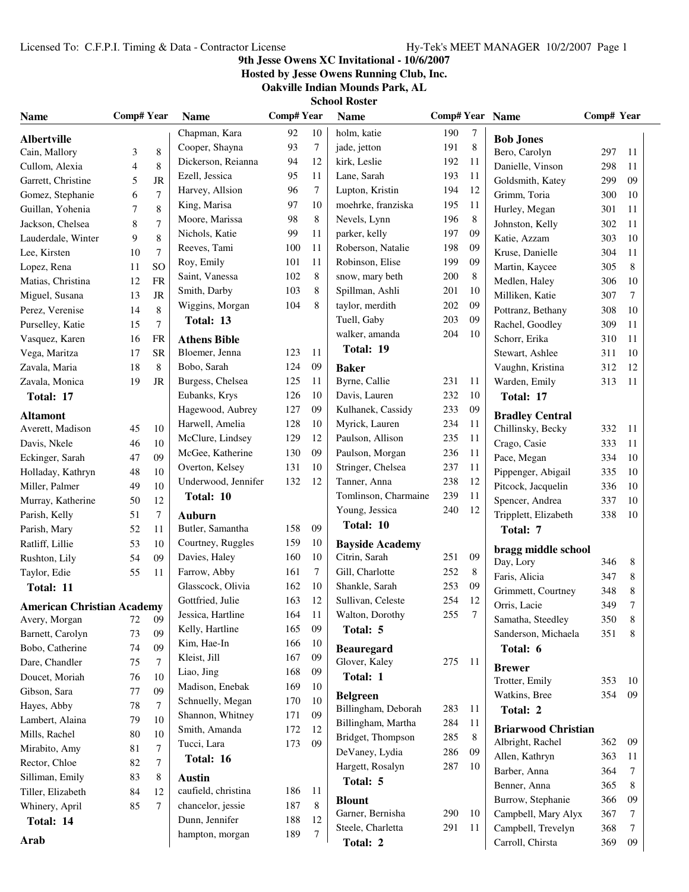# 9th Jesse Owens XC Invitational - 10/6/2007

**Hosted by Jesse Owens Running Club, Inc.**

**Oakville Indian Mounds Park, AL**

**School Roster**

| Name | Comp# | Year |
|---|---|---|
| **Albertville** | | |
| Cain, Mallory | 3 | 8 |
| Cullom, Alexia | 4 | 8 |
| Garrett, Christine | 5 | JR |
| Gomez, Stephanie | 6 | 7 |
| Guillan, Yohenia | 7 | 8 |
| Jackson, Chelsea | 8 | 7 |
| Lauderdale, Winter | 9 | 8 |
| Lee, Kirsten | 10 | 7 |
| Lopez, Rena | 11 | SO |
| Matias, Christina | 12 | FR |
| Miguel, Susana | 13 | JR |
| Perez, Verenise | 14 | 8 |
| Purselley, Katie | 15 | 7 |
| Vasquez, Karen | 16 | FR |
| Vega, Maritza | 17 | SR |
| Zavala, Maria | 18 | 8 |
| Zavala, Monica | 19 | JR |
| **Total: 17** | | |
| **Altamont** | | |
| Averett, Madison | 45 | 10 |
| Davis, Nkele | 46 | 10 |
| Eckinger, Sarah | 47 | 09 |
| Holladay, Kathryn | 48 | 10 |
| Miller, Palmer | 49 | 10 |
| Murray, Katherine | 50 | 12 |
| Parish, Kelly | 51 | 7 |
| Parish, Mary | 52 | 11 |
| Ratliff, Lillie | 53 | 10 |
| Rushton, Lily | 54 | 09 |
| Taylor, Edie | 55 | 11 |
| **Total: 11** | | |
| **American Christian Academy** | | |
| Avery, Morgan | 72 | 09 |
| Barnett, Carolyn | 73 | 09 |
| Bobo, Catherine | 74 | 09 |
| Dare, Chandler | 75 | 7 |
| Doucet, Moriah | 76 | 10 |
| Gibson, Sara | 77 | 09 |
| Hayes, Abby | 78 | 7 |
| Lambert, Alaina | 79 | 10 |
| Mills, Rachel | 80 | 10 |
| Mirabito, Amy | 81 | 7 |
| Rector, Chloe | 82 | 7 |
| Silliman, Emily | 83 | 8 |
| Tiller, Elizabeth | 84 | 12 |
| Whinery, April | 85 | 7 |
| **Total: 14** | | |
| **Arab** | | |
| Chapman, Kara | 92 | 10 |
| Cooper, Shayna | 93 | 7 |
| Dickerson, Reianna | 94 | 12 |
| Ezell, Jessica | 95 | 11 |
| Harvey, Allsion | 96 | 7 |
| King, Marisa | 97 | 10 |
| Moore, Marissa | 98 | 8 |
| Nichols, Katie | 99 | 11 |
| Reeves, Tami | 100 | 11 |
| Roy, Emily | 101 | 11 |
| Saint, Vanessa | 102 | 8 |
| Smith, Darby | 103 | 8 |
| Wiggins, Morgan | 104 | 8 |
| **Total: 13** | | |
| **Athens Bible** | | |
| Bloemer, Jenna | 123 | 11 |
| Bobo, Sarah | 124 | 09 |
| Burgess, Chelsea | 125 | 11 |
| Eubanks, Krys | 126 | 10 |
| Hagewood, Aubrey | 127 | 09 |
| Harwell, Amelia | 128 | 10 |
| McClure, Lindsey | 129 | 12 |
| McGee, Katherine | 130 | 09 |
| Overton, Kelsey | 131 | 10 |
| Underwood, Jennifer | 132 | 12 |
| **Total: 10** | | |
| **Auburn** | | |
| Butler, Samantha | 158 | 09 |
| Courtney, Ruggles | 159 | 10 |
| Davies, Haley | 160 | 10 |
| Farrow, Abby | 161 | 7 |
| Glasscock, Olivia | 162 | 10 |
| Gottfried, Julie | 163 | 12 |
| Jessica, Hartline | 164 | 11 |
| Kelly, Hartline | 165 | 09 |
| Kim, Hae-In | 166 | 10 |
| Kleist, Jill | 167 | 09 |
| Liao, Jing | 168 | 09 |
| Madison, Enebak | 169 | 10 |
| Schnuelly, Megan | 170 | 10 |
| Shannon, Whitney | 171 | 09 |
| Smith, Amanda | 172 | 12 |
| Tucci, Lara | 173 | 09 |
| **Total: 16** | | |
| **Austin** | | |
| caufield, christina | 186 | 11 |
| chancelor, jessie | 187 | 8 |
| Dunn, Jennifer | 188 | 12 |
| hampton, morgan | 189 | 7 |
| holm, katie | 190 | 7 |
| jade, jetton | 191 | 8 |
| kirk, Leslie | 192 | 11 |
| Lane, Sarah | 193 | 11 |
| Lupton, Kristin | 194 | 12 |
| moehrke, franziska | 195 | 11 |
| Nevels, Lynn | 196 | 8 |
| parker, kelly | 197 | 09 |
| Roberson, Natalie | 198 | 09 |
| Robinson, Elise | 199 | 09 |
| snow, mary beth | 200 | 8 |
| Spillman, Ashli | 201 | 10 |
| taylor, merdith | 202 | 09 |
| Tuell, Gaby | 203 | 09 |
| walker, amanda | 204 | 10 |
| **Total: 19** | | |
| **Baker** | | |
| Byrne, Callie | 231 | 11 |
| Davis, Lauren | 232 | 10 |
| Kulhanek, Cassidy | 233 | 09 |
| Myrick, Lauren | 234 | 11 |
| Paulson, Allison | 235 | 11 |
| Paulson, Morgan | 236 | 11 |
| Stringer, Chelsea | 237 | 11 |
| Tanner, Anna | 238 | 12 |
| Tomlinson, Charmaine | 239 | 11 |
| Young, Jessica | 240 | 12 |
| **Total: 10** | | |
| **Bayside Academy** | | |
| Citrin, Sarah | 251 | 09 |
| Gill, Charlotte | 252 | 8 |
| Shankle, Sarah | 253 | 09 |
| Sullivan, Celeste | 254 | 12 |
| Walton, Dorothy | 255 | 7 |
| **Total: 5** | | |
| **Beauregard** | | |
| Glover, Kaley | 275 | 11 |
| **Total: 1** | | |
| **Belgreen** | | |
| Billingham, Deborah | 283 | 11 |
| Billingham, Martha | 284 | 11 |
| Bridget, Thompson | 285 | 8 |
| DeVaney, Lydia | 286 | 09 |
| Hargett, Rosalyn | 287 | 10 |
| **Total: 5** | | |
| **Blount** | | |
| Garner, Bernisha | 290 | 10 |
| Steele, Charletta | 291 | 11 |
| **Total: 2** | | |
| **Bob Jones** | | |
| Bero, Carolyn | 297 | 11 |
| Danielle, Vinson | 298 | 11 |
| Goldsmith, Katey | 299 | 09 |
| Grimm, Toria | 300 | 10 |
| Hurley, Megan | 301 | 11 |
| Johnston, Kelly | 302 | 11 |
| Katie, Azzam | 303 | 10 |
| Kruse, Danielle | 304 | 11 |
| Martin, Kaycee | 305 | 8 |
| Medlen, Haley | 306 | 10 |
| Milliken, Katie | 307 | 7 |
| Pottranz, Bethany | 308 | 10 |
| Rachel, Goodley | 309 | 11 |
| Schorr, Erika | 310 | 11 |
| Stewart, Ashlee | 311 | 10 |
| Vaughn, Kristina | 312 | 12 |
| Warden, Emily | 313 | 11 |
| **Total: 17** | | |
| **Bradley Central** | | |
| Chillinsky, Becky | 332 | 11 |
| Crago, Casie | 333 | 11 |
| Pace, Megan | 334 | 10 |
| Pippenger, Abigail | 335 | 10 |
| Pitcock, Jacquelin | 336 | 10 |
| Spencer, Andrea | 337 | 10 |
| Tripplett, Elizabeth | 338 | 10 |
| **Total: 7** | | |
| **bragg middle school** | | |
| Day, Lory | 346 | 8 |
| Faris, Alicia | 347 | 8 |
| Grimmett, Courtney | 348 | 8 |
| Orris, Lacie | 349 | 7 |
| Samatha, Steedley | 350 | 8 |
| Sanderson, Michaela | 351 | 8 |
| **Total: 6** | | |
| **Brewer** | | |
| Trotter, Emily | 353 | 10 |
| Watkins, Bree | 354 | 09 |
| **Total: 2** | | |
| **Briarwood Christian** | | |
| Albright, Rachel | 362 | 09 |
| Allen, Kathryn | 363 | 11 |
| Barber, Anna | 364 | 7 |
| Benner, Anna | 365 | 8 |
| Burrow, Stephanie | 366 | 09 |
| Campbell, Mary Alyx | 367 | 7 |
| Campbell, Trevelyn | 368 | 7 |
| Carroll, Chirsta | 369 | 09 |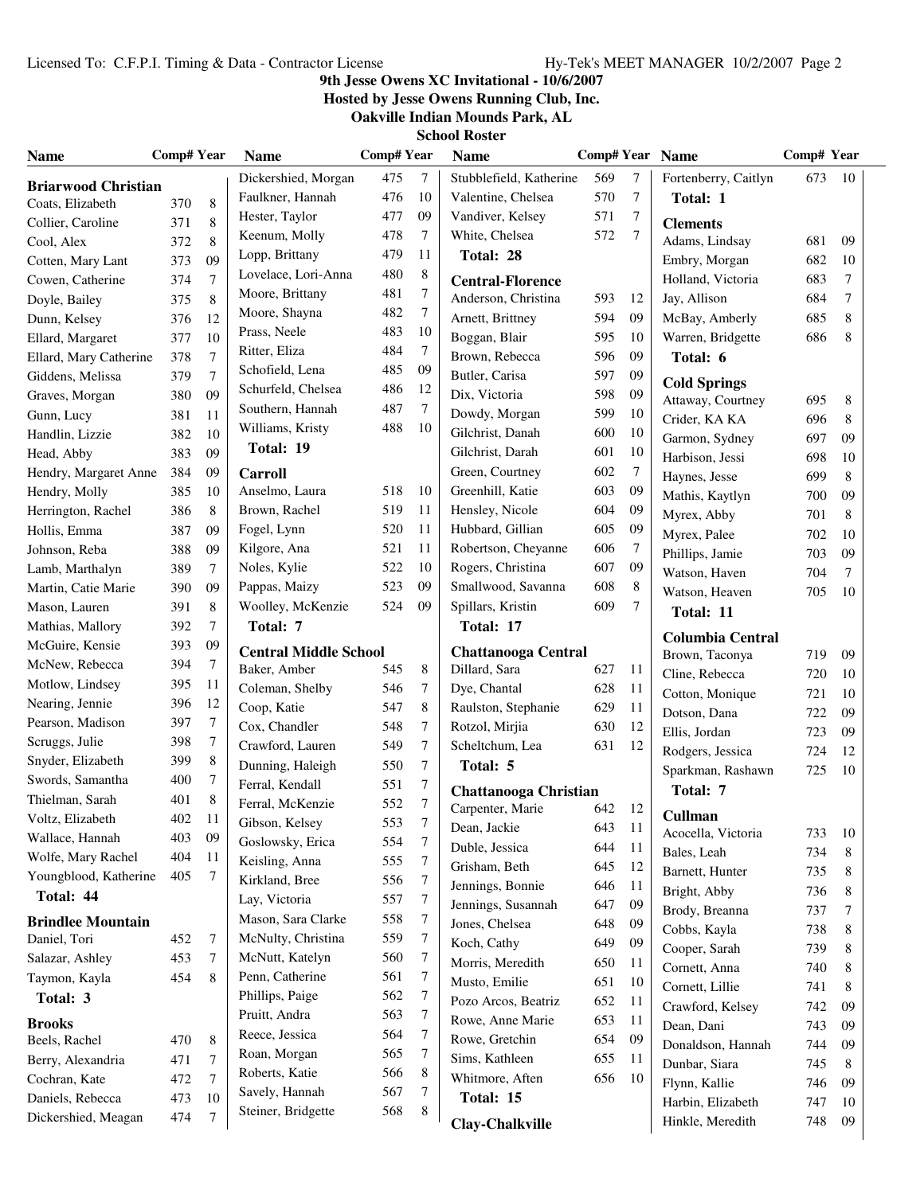Licensed To: C.F.P.I. Timing & Data - Contractor License

# 9th Jesse Owens XC Invitational - 10/6/2007

**Hosted by Jesse Owens Running Club, Inc.**

**Oakville Indian Mounds Park, AL**

**School Roster**

### Briarwood Christian

| Name | Comp# | Year |
|---|---|---|
| Coats, Elizabeth | 370 | 8 |
| Collier, Caroline | 371 | 8 |
| Cool, Alex | 372 | 8 |
| Cotten, Mary Lant | 373 | 09 |
| Cowen, Catherine | 374 | 7 |
| Doyle, Bailey | 375 | 8 |
| Dunn, Kelsey | 376 | 12 |
| Ellard, Margaret | 377 | 10 |
| Ellard, Mary Catherine | 378 | 7 |
| Giddens, Melissa | 379 | 7 |
| Graves, Morgan | 380 | 09 |
| Gunn, Lucy | 381 | 11 |
| Handlin, Lizzie | 382 | 10 |
| Head, Abby | 383 | 09 |
| Hendry, Margaret Anne | 384 | 09 |
| Hendry, Molly | 385 | 10 |
| Herrington, Rachel | 386 | 8 |
| Hollis, Emma | 387 | 09 |
| Johnson, Reba | 388 | 09 |
| Lamb, Marthalyn | 389 | 7 |
| Martin, Catie Marie | 390 | 09 |
| Mason, Lauren | 391 | 8 |
| Mathias, Mallory | 392 | 7 |
| McGuire, Kensie | 393 | 09 |
| McNew, Rebecca | 394 | 7 |
| Motlow, Lindsey | 395 | 11 |
| Nearing, Jennie | 396 | 12 |
| Pearson, Madison | 397 | 7 |
| Scruggs, Julie | 398 | 7 |
| Snyder, Elizabeth | 399 | 8 |
| Swords, Samantha | 400 | 7 |
| Thielman, Sarah | 401 | 8 |
| Voltz, Elizabeth | 402 | 11 |
| Wallace, Hannah | 403 | 09 |
| Wolfe, Mary Rachel | 404 | 11 |
| Youngblood, Katherine | 405 | 7 |

**Total: 44**

### Brindlee Mountain

| Name | Comp# | Year |
|---|---|---|
| Daniel, Tori | 452 | 7 |
| Salazar, Ashley | 453 | 7 |
| Taymon, Kayla | 454 | 8 |

**Total: 3**

### Brooks

| Name | Comp# | Year |
|---|---|---|
| Beels, Rachel | 470 | 8 |
| Berry, Alexandria | 471 | 7 |
| Cochran, Kate | 472 | 7 |
| Daniels, Rebecca | 473 | 10 |
| Dickershied, Meagan | 474 | 7 |
| Dickershied, Morgan | 475 | 7 |
| Faulkner, Hannah | 476 | 10 |
| Hester, Taylor | 477 | 09 |
| Keenum, Molly | 478 | 7 |
| Lopp, Brittany | 479 | 11 |
| Lovelace, Lori-Anna | 480 | 8 |
| Moore, Brittany | 481 | 7 |
| Moore, Shayna | 482 | 7 |
| Prass, Neele | 483 | 10 |
| Ritter, Eliza | 484 | 7 |
| Schofield, Lena | 485 | 09 |
| Schurfeld, Chelsea | 486 | 12 |
| Southern, Hannah | 487 | 7 |
| Williams, Kristy | 488 | 10 |

**Total: 19**

### Carroll

| Name | Comp# | Year |
|---|---|---|
| Anselmo, Laura | 518 | 10 |
| Brown, Rachel | 519 | 11 |
| Fogel, Lynn | 520 | 11 |
| Kilgore, Ana | 521 | 11 |
| Noles, Kylie | 522 | 10 |
| Pappas, Maizy | 523 | 09 |
| Woolley, McKenzie | 524 | 09 |

**Total: 7**

### Central Middle School

| Name | Comp# | Year |
|---|---|---|
| Baker, Amber | 545 | 8 |
| Coleman, Shelby | 546 | 7 |
| Coop, Katie | 547 | 8 |
| Cox, Chandler | 548 | 7 |
| Crawford, Lauren | 549 | 7 |
| Dunning, Haleigh | 550 | 7 |
| Ferral, Kendall | 551 | 7 |
| Ferral, McKenzie | 552 | 7 |
| Gibson, Kelsey | 553 | 7 |
| Goslowsky, Erica | 554 | 7 |
| Keisling, Anna | 555 | 7 |
| Kirkland, Bree | 556 | 7 |
| Lay, Victoria | 557 | 7 |
| Mason, Sara Clarke | 558 | 7 |
| McNulty, Christina | 559 | 7 |
| McNutt, Katelyn | 560 | 7 |
| Penn, Catherine | 561 | 7 |
| Phillips, Paige | 562 | 7 |
| Pruitt, Andra | 563 | 7 |
| Reece, Jessica | 564 | 7 |
| Roan, Morgan | 565 | 7 |
| Roberts, Katie | 566 | 8 |
| Savely, Hannah | 567 | 7 |
| Steiner, Bridgette | 568 | 8 |
| Stubblefield, Katherine | 569 | 7 |
| Valentine, Chelsea | 570 | 7 |
| Vandiver, Kelsey | 571 | 7 |
| White, Chelsea | 572 | 7 |

**Total: 28**

### Central-Florence

| Name | Comp# | Year |
|---|---|---|
| Anderson, Christina | 593 | 12 |
| Arnett, Brittney | 594 | 09 |
| Boggan, Blair | 595 | 10 |
| Brown, Rebecca | 596 | 09 |
| Butler, Carisa | 597 | 09 |
| Dix, Victoria | 598 | 09 |
| Dowdy, Morgan | 599 | 10 |
| Gilchrist, Danah | 600 | 10 |
| Gilchrist, Darah | 601 | 10 |
| Green, Courtney | 602 | 7 |
| Greenhill, Katie | 603 | 09 |
| Hensley, Nicole | 604 | 09 |
| Hubbard, Gillian | 605 | 09 |
| Robertson, Cheyanne | 606 | 7 |
| Rogers, Christina | 607 | 09 |
| Smallwood, Savanna | 608 | 8 |
| Spillars, Kristin | 609 | 7 |

**Total: 17**

### Chattanooga Central

| Name | Comp# | Year |
|---|---|---|
| Dillard, Sara | 627 | 11 |
| Dye, Chantal | 628 | 11 |
| Raulston, Stephanie | 629 | 11 |
| Rotzol, Mirjia | 630 | 12 |
| Scheltchum, Lea | 631 | 12 |

**Total: 5**

### Chattanooga Christian

| Name | Comp# | Year |
|---|---|---|
| Carpenter, Marie | 642 | 12 |
| Dean, Jackie | 643 | 11 |
| Duble, Jessica | 644 | 11 |
| Grisham, Beth | 645 | 12 |
| Jennings, Bonnie | 646 | 11 |
| Jennings, Susannah | 647 | 09 |
| Jones, Chelsea | 648 | 09 |
| Koch, Cathy | 649 | 09 |
| Morris, Meredith | 650 | 11 |
| Musto, Emilie | 651 | 10 |
| Pozo Arcos, Beatriz | 652 | 11 |
| Rowe, Anne Marie | 653 | 11 |
| Rowe, Gretchin | 654 | 09 |
| Sims, Kathleen | 655 | 11 |
| Whitmore, Aften | 656 | 10 |

**Total: 15**

### Clay-Chalkville

| Name | Comp# | Year |
|---|---|---|
| Fortenberry, Caitlyn | 673 | 10 |

**Total: 1**

### Clements

| Name | Comp# | Year |
|---|---|---|
| Adams, Lindsay | 681 | 09 |
| Embry, Morgan | 682 | 10 |
| Holland, Victoria | 683 | 7 |
| Jay, Allison | 684 | 7 |
| McBay, Amberly | 685 | 8 |
| Warren, Bridgette | 686 | 8 |

**Total: 6**

### Cold Springs

| Name | Comp# | Year |
|---|---|---|
| Attaway, Courtney | 695 | 8 |
| Crider, KA KA | 696 | 8 |
| Garmon, Sydney | 697 | 09 |
| Harbison, Jessi | 698 | 10 |
| Haynes, Jesse | 699 | 8 |
| Mathis, Kaytlyn | 700 | 09 |
| Myrex, Abby | 701 | 8 |
| Myrex, Palee | 702 | 10 |
| Phillips, Jamie | 703 | 09 |
| Watson, Haven | 704 | 7 |
| Watson, Heaven | 705 | 10 |

**Total: 11**

### Columbia Central

| Name | Comp# | Year |
|---|---|---|
| Brown, Taconya | 719 | 09 |
| Cline, Rebecca | 720 | 10 |
| Cotton, Monique | 721 | 10 |
| Dotson, Dana | 722 | 09 |
| Ellis, Jordan | 723 | 09 |
| Rodgers, Jessica | 724 | 12 |
| Sparkman, Rashawn | 725 | 10 |

**Total: 7**

### Cullman

| Name | Comp# | Year |
|---|---|---|
| Acocella, Victoria | 733 | 10 |
| Bales, Leah | 734 | 8 |
| Barnett, Hunter | 735 | 8 |
| Bright, Abby | 736 | 8 |
| Brody, Breanna | 737 | 7 |
| Cobbs, Kayla | 738 | 8 |
| Cooper, Sarah | 739 | 8 |
| Cornett, Anna | 740 | 8 |
| Cornett, Lillie | 741 | 8 |
| Crawford, Kelsey | 742 | 09 |
| Dean, Dani | 743 | 09 |
| Donaldson, Hannah | 744 | 09 |
| Dunbar, Siara | 745 | 8 |
| Flynn, Kallie | 746 | 09 |
| Harbin, Elizabeth | 747 | 10 |
| Hinkle, Meredith | 748 | 09 |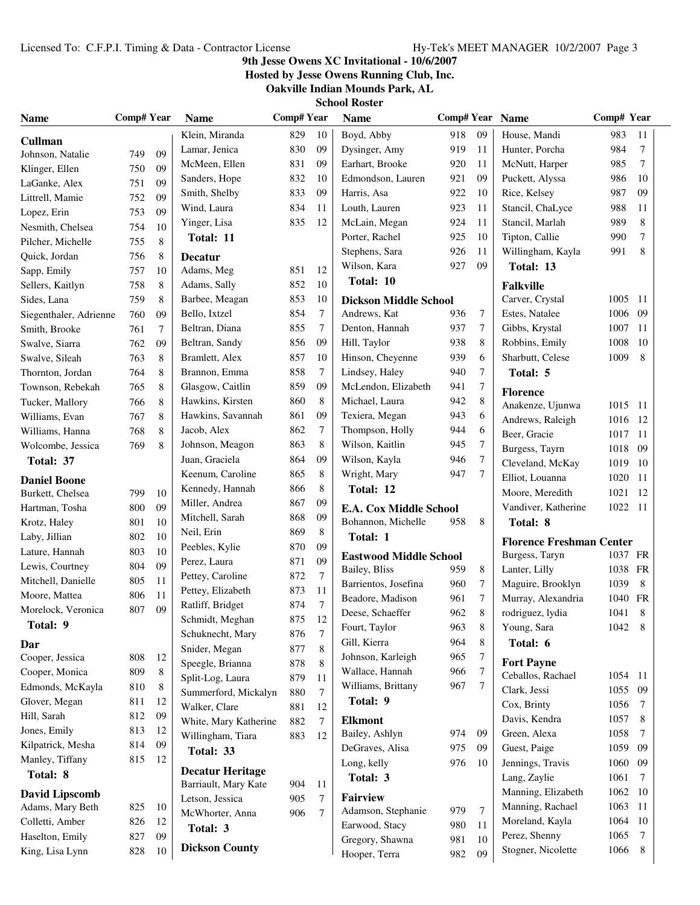# 9th Jesse Owens XC Invitational - 10/6/2007

**Hosted by Jesse Owens Running Club, Inc.**

**Oakville Indian Mounds Park, AL**

**School Roster**

### Cullman

| Name | Comp# | Year |
|---|---|---|
| Johnson, Natalie | 749 | 09 |
| Klinger, Ellen | 750 | 09 |
| LaGanke, Alex | 751 | 09 |
| Littrell, Mamie | 752 | 09 |
| Lopez, Erin | 753 | 09 |
| Nesmith, Chelsea | 754 | 10 |
| Pilcher, Michelle | 755 | 8 |
| Quick, Jordan | 756 | 8 |
| Sapp, Emily | 757 | 10 |
| Sellers, Kaitlyn | 758 | 8 |
| Sides, Lana | 759 | 8 |
| Siegenthaler, Adrienne | 760 | 09 |
| Smith, Brooke | 761 | 7 |
| Swalve, Siarra | 762 | 09 |
| Swalve, Sileah | 763 | 8 |
| Thornton, Jordan | 764 | 8 |
| Townson, Rebekah | 765 | 8 |
| Tucker, Mallory | 766 | 8 |
| Williams, Evan | 767 | 8 |
| Williams, Hanna | 768 | 8 |
| Wolcombe, Jessica | 769 | 8 |

**Total: 37**

### Daniel Boone

| Name | Comp# | Year |
|---|---|---|
| Burkett, Chelsea | 799 | 10 |
| Hartman, Tosha | 800 | 09 |
| Krotz, Haley | 801 | 10 |
| Laby, Jillian | 802 | 10 |
| Lature, Hannah | 803 | 10 |
| Lewis, Courtney | 804 | 09 |
| Mitchell, Danielle | 805 | 11 |
| Moore, Mattea | 806 | 11 |
| Morelock, Veronica | 807 | 09 |

**Total: 9**

### Dar

| Name | Comp# | Year |
|---|---|---|
| Cooper, Jessica | 808 | 12 |
| Cooper, Monica | 809 | 8 |
| Edmonds, McKayla | 810 | 8 |
| Glover, Megan | 811 | 12 |
| Hill, Sarah | 812 | 09 |
| Jones, Emily | 813 | 12 |
| Kilpatrick, Mesha | 814 | 09 |
| Manley, Tiffany | 815 | 12 |

**Total: 8**

### David Lipscomb

| Name | Comp# | Year |
|---|---|---|
| Adams, Mary Beth | 825 | 10 |
| Colletti, Amber | 826 | 12 |
| Haselton, Emily | 827 | 09 |
| King, Lisa Lynn | 828 | 10 |
| Klein, Miranda | 829 | 10 |
| Lamar, Jenica | 830 | 09 |
| McMeen, Ellen | 831 | 09 |
| Sanders, Hope | 832 | 10 |
| Smith, Shelby | 833 | 09 |
| Wind, Laura | 834 | 11 |
| Yinger, Lisa | 835 | 12 |

**Total: 11**

### Decatur

| Name | Comp# | Year |
|---|---|---|
| Adams, Meg | 851 | 12 |
| Adams, Sally | 852 | 10 |
| Barbee, Meagan | 853 | 10 |
| Bello, Ixtzel | 854 | 7 |
| Beltran, Diana | 855 | 7 |
| Beltran, Sandy | 856 | 09 |
| Bramlett, Alex | 857 | 10 |
| Brannon, Emma | 858 | 7 |
| Glasgow, Caitlin | 859 | 09 |
| Hawkins, Kirsten | 860 | 8 |
| Hawkins, Savannah | 861 | 09 |
| Jacob, Alex | 862 | 7 |
| Johnson, Meagon | 863 | 8 |
| Juan, Graciela | 864 | 09 |
| Keenum, Caroline | 865 | 8 |
| Kennedy, Hannah | 866 | 8 |
| Miller, Andrea | 867 | 09 |
| Mitchell, Sarah | 868 | 09 |
| Neil, Erin | 869 | 8 |
| Peebles, Kylie | 870 | 09 |
| Perez, Laura | 871 | 09 |
| Pettey, Caroline | 872 | 7 |
| Pettey, Elizabeth | 873 | 11 |
| Ratliff, Bridget | 874 | 7 |
| Schmidt, Meghan | 875 | 12 |
| Schuknecht, Mary | 876 | 7 |
| Snider, Megan | 877 | 8 |
| Speegle, Brianna | 878 | 8 |
| Split-Log, Laura | 879 | 11 |
| Summerford, Mickalyn | 880 | 7 |
| Walker, Clare | 881 | 12 |
| White, Mary Katherine | 882 | 7 |
| Willingham, Tiara | 883 | 12 |

**Total: 33**

### Decatur Heritage

| Name | Comp# | Year |
|---|---|---|
| Barriault, Mary Kate | 904 | 11 |
| Letson, Jessica | 905 | 7 |
| McWhorter, Anna | 906 | 7 |

**Total: 3**

### Dickson County

| Name | Comp# | Year |
|---|---|---|
| Boyd, Abby | 918 | 09 |
| Dysinger, Amy | 919 | 11 |
| Earhart, Brooke | 920 | 11 |
| Edmondson, Lauren | 921 | 09 |
| Harris, Asa | 922 | 10 |
| Louth, Lauren | 923 | 11 |
| McLain, Megan | 924 | 11 |
| Porter, Rachel | 925 | 10 |
| Stephens, Sara | 926 | 11 |
| Wilson, Kara | 927 | 09 |

**Total: 10**

### Dickson Middle School

| Name | Comp# | Year |
|---|---|---|
| Andrews, Kat | 936 | 7 |
| Denton, Hannah | 937 | 7 |
| Hill, Taylor | 938 | 8 |
| Hinson, Cheyenne | 939 | 6 |
| Lindsey, Haley | 940 | 7 |
| McLendon, Elizabeth | 941 | 7 |
| Michael, Laura | 942 | 8 |
| Texiera, Megan | 943 | 6 |
| Thompson, Holly | 944 | 6 |
| Wilson, Kaitlin | 945 | 7 |
| Wilson, Kayla | 946 | 7 |
| Wright, Mary | 947 | 7 |

**Total: 12**

### E.A. Cox Middle School

| Name | Comp# | Year |
|---|---|---|
| Bohannon, Michelle | 958 | 8 |

**Total: 1**

### Eastwood Middle School

| Name | Comp# | Year |
|---|---|---|
| Bailey, Bliss | 959 | 8 |
| Barrientos, Josefina | 960 | 7 |
| Beadore, Madison | 961 | 7 |
| Deese, Schaeffer | 962 | 8 |
| Fourt, Taylor | 963 | 8 |
| Gill, Kierra | 964 | 8 |
| Johnson, Karleigh | 965 | 7 |
| Wallace, Hannah | 966 | 7 |
| Williams, Brittany | 967 | 7 |

**Total: 9**

### Elkmont

| Name | Comp# | Year |
|---|---|---|
| Bailey, Ashlyn | 974 | 09 |
| DeGraves, Alisa | 975 | 09 |
| Long, kelly | 976 | 10 |

**Total: 3**

### Fairview

| Name | Comp# | Year |
|---|---|---|
| Adamson, Stephanie | 979 | 7 |
| Earwood, Stacy | 980 | 11 |
| Gregory, Shawna | 981 | 10 |
| Hooper, Terra | 982 | 09 |
| House, Mandi | 983 | 11 |
| Hunter, Porcha | 984 | 7 |
| McNutt, Harper | 985 | 7 |
| Puckett, Alyssa | 986 | 10 |
| Rice, Kelsey | 987 | 09 |
| Stancil, ChaLyce | 988 | 11 |
| Stancil, Marlah | 989 | 8 |
| Tipton, Callie | 990 | 7 |
| Willingham, Kayla | 991 | 8 |

**Total: 13**

### Falkville

| Name | Comp# | Year |
|---|---|---|
| Carver, Crystal | 1005 | 11 |
| Estes, Natalee | 1006 | 09 |
| Gibbs, Krystal | 1007 | 11 |
| Robbins, Emily | 1008 | 10 |
| Sharbutt, Celese | 1009 | 8 |

**Total: 5**

### Florence

| Name | Comp# | Year |
|---|---|---|
| Anakenze, Ujunwa | 1015 | 11 |
| Andrews, Raleigh | 1016 | 12 |
| Beer, Gracie | 1017 | 11 |
| Burgess, Tayrn | 1018 | 09 |
| Cleveland, McKay | 1019 | 10 |
| Elliot, Louanna | 1020 | 11 |
| Moore, Meredith | 1021 | 12 |
| Vandiver, Katherine | 1022 | 11 |

**Total: 8**

### Florence Freshman Center

| Name | Comp# | Year |
|---|---|---|
| Burgess, Taryn | 1037 | FR |
| Lanter, Lilly | 1038 | FR |
| Maguire, Brooklyn | 1039 | 8 |
| Murray, Alexandria | 1040 | FR |
| rodriguez, lydia | 1041 | 8 |
| Young, Sara | 1042 | 8 |

**Total: 6**

### Fort Payne

| Name | Comp# | Year |
|---|---|---|
| Ceballos, Rachael | 1054 | 11 |
| Clark, Jessi | 1055 | 09 |
| Cox, Brinty | 1056 | 7 |
| Davis, Kendra | 1057 | 8 |
| Green, Alexa | 1058 | 7 |
| Guest, Paige | 1059 | 09 |
| Jennings, Travis | 1060 | 09 |
| Lang, Zaylie | 1061 | 7 |
| Manning, Elizabeth | 1062 | 10 |
| Manning, Rachael | 1063 | 11 |
| Moreland, Kayla | 1064 | 10 |
| Perez, Shenny | 1065 | 7 |
| Stogner, Nicolette | 1066 | 8 |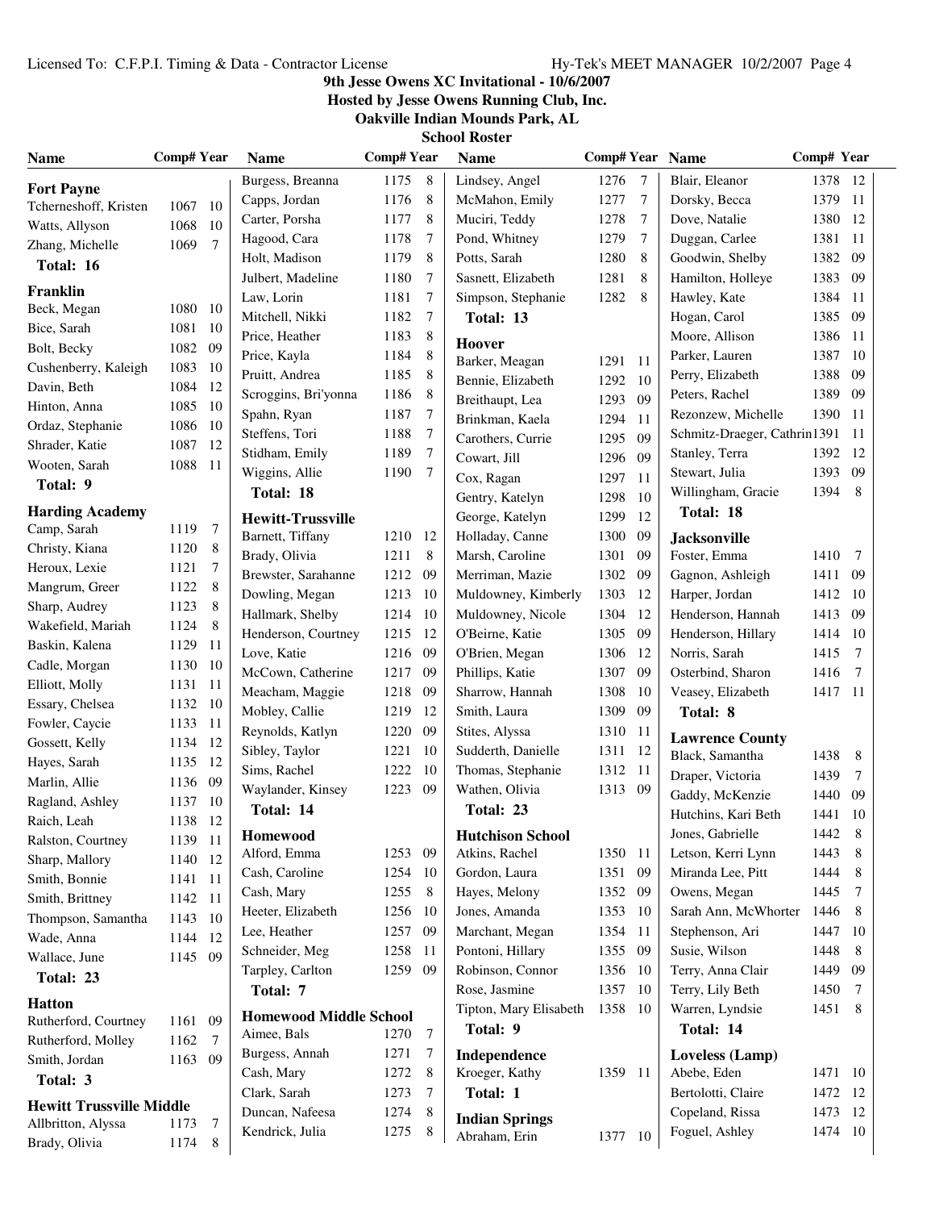# 9th Jesse Owens XC Invitational - 10/6/2007

**Hosted by Jesse Owens Running Club, Inc.**

**Oakville Indian Mounds Park, AL**

**School Roster**

### Fort Payne

| Name | Comp# | Year |
|---|---|---|
| Tcherneshoff, Kristen | 1067 | 10 |
| Watts, Allyson | 1068 | 10 |
| Zhang, Michelle | 1069 | 7 |

**Total: 16**

### Franklin

| Name | Comp# | Year |
|---|---|---|
| Beck, Megan | 1080 | 10 |
| Bice, Sarah | 1081 | 10 |
| Bolt, Becky | 1082 | 09 |
| Cushenberry, Kaleigh | 1083 | 10 |
| Davin, Beth | 1084 | 12 |
| Hinton, Anna | 1085 | 10 |
| Ordaz, Stephanie | 1086 | 10 |
| Shrader, Katie | 1087 | 12 |
| Wooten, Sarah | 1088 | 11 |

**Total: 9**

### Harding Academy

| Name | Comp# | Year |
|---|---|---|
| Camp, Sarah | 1119 | 7 |
| Christy, Kiana | 1120 | 8 |
| Heroux, Lexie | 1121 | 7 |
| Mangrum, Greer | 1122 | 8 |
| Sharp, Audrey | 1123 | 8 |
| Wakefield, Mariah | 1124 | 8 |
| Baskin, Kalena | 1129 | 11 |
| Cadle, Morgan | 1130 | 10 |
| Elliott, Molly | 1131 | 11 |
| Essary, Chelsea | 1132 | 10 |
| Fowler, Caycie | 1133 | 11 |
| Gossett, Kelly | 1134 | 12 |
| Hayes, Sarah | 1135 | 12 |
| Marlin, Allie | 1136 | 09 |
| Ragland, Ashley | 1137 | 10 |
| Raich, Leah | 1138 | 12 |
| Ralston, Courtney | 1139 | 11 |
| Sharp, Mallory | 1140 | 12 |
| Smith, Bonnie | 1141 | 11 |
| Smith, Brittney | 1142 | 11 |
| Thompson, Samantha | 1143 | 10 |
| Wade, Anna | 1144 | 12 |
| Wallace, June | 1145 | 09 |

**Total: 23**

### Hatton

| Name | Comp# | Year |
|---|---|---|
| Rutherford, Courtney | 1161 | 09 |
| Rutherford, Molley | 1162 | 7 |
| Smith, Jordan | 1163 | 09 |

**Total: 3**

### Hewitt Trussville Middle

| Name | Comp# | Year |
|---|---|---|
| Allbritton, Alyssa | 1173 | 7 |
| Brady, Olivia | 1174 | 8 |
| Burgess, Breanna | 1175 | 8 |
| Capps, Jordan | 1176 | 8 |
| Carter, Porsha | 1177 | 8 |
| Hagood, Cara | 1178 | 7 |
| Holt, Madison | 1179 | 8 |
| Julbert, Madeline | 1180 | 7 |
| Law, Lorin | 1181 | 7 |
| Mitchell, Nikki | 1182 | 7 |
| Price, Heather | 1183 | 8 |
| Price, Kayla | 1184 | 8 |
| Pruitt, Andrea | 1185 | 8 |
| Scroggins, Bri'yonna | 1186 | 8 |
| Spahn, Ryan | 1187 | 7 |
| Steffens, Tori | 1188 | 7 |
| Stidham, Emily | 1189 | 7 |
| Wiggins, Allie | 1190 | 7 |

**Total: 18**

### Hewitt-Trussville

| Name | Comp# | Year |
|---|---|---|
| Barnett, Tiffany | 1210 | 12 |
| Brady, Olivia | 1211 | 8 |
| Brewster, Sarahanne | 1212 | 09 |
| Dowling, Megan | 1213 | 10 |
| Hallmark, Shelby | 1214 | 10 |
| Henderson, Courtney | 1215 | 12 |
| Love, Katie | 1216 | 09 |
| McCown, Catherine | 1217 | 09 |
| Meacham, Maggie | 1218 | 09 |
| Mobley, Callie | 1219 | 12 |
| Reynolds, Katlyn | 1220 | 09 |
| Sibley, Taylor | 1221 | 10 |
| Sims, Rachel | 1222 | 10 |
| Waylander, Kinsey | 1223 | 09 |

**Total: 14**

### Homewood

| Name | Comp# | Year |
|---|---|---|
| Alford, Emma | 1253 | 09 |
| Cash, Caroline | 1254 | 10 |
| Cash, Mary | 1255 | 8 |
| Heeter, Elizabeth | 1256 | 10 |
| Lee, Heather | 1257 | 09 |
| Schneider, Meg | 1258 | 11 |
| Tarpley, Carlton | 1259 | 09 |

**Total: 7**

### Homewood Middle School

| Name | Comp# | Year |
|---|---|---|
| Aimee, Bals | 1270 | 7 |
| Burgess, Annah | 1271 | 7 |
| Cash, Mary | 1272 | 8 |
| Clark, Sarah | 1273 | 7 |
| Duncan, Nafeesa | 1274 | 8 |
| Kendrick, Julia | 1275 | 8 |
| Lindsey, Angel | 1276 | 7 |
| McMahon, Emily | 1277 | 7 |
| Muciri, Teddy | 1278 | 7 |
| Pond, Whitney | 1279 | 7 |
| Potts, Sarah | 1280 | 8 |
| Sasnett, Elizabeth | 1281 | 8 |
| Simpson, Stephanie | 1282 | 8 |

**Total: 13**

### Hoover

| Name | Comp# | Year |
|---|---|---|
| Barker, Meagan | 1291 | 11 |
| Bennie, Elizabeth | 1292 | 10 |
| Breithaupt, Lea | 1293 | 09 |
| Brinkman, Kaela | 1294 | 11 |
| Carothers, Currie | 1295 | 09 |
| Cowart, Jill | 1296 | 09 |
| Cox, Ragan | 1297 | 11 |
| Gentry, Katelyn | 1298 | 10 |
| George, Katelyn | 1299 | 12 |
| Holladay, Canne | 1300 | 09 |
| Marsh, Caroline | 1301 | 09 |
| Merriman, Mazie | 1302 | 09 |
| Muldowney, Kimberly | 1303 | 12 |
| Muldowney, Nicole | 1304 | 12 |
| O'Beirne, Katie | 1305 | 09 |
| O'Brien, Megan | 1306 | 12 |
| Phillips, Katie | 1307 | 09 |
| Sharrow, Hannah | 1308 | 10 |
| Smith, Laura | 1309 | 09 |
| Stites, Alyssa | 1310 | 11 |
| Sudderth, Danielle | 1311 | 12 |
| Thomas, Stephanie | 1312 | 11 |
| Wathen, Olivia | 1313 | 09 |

**Total: 23**

### Hutchison School

| Name | Comp# | Year |
|---|---|---|
| Atkins, Rachel | 1350 | 11 |
| Gordon, Laura | 1351 | 09 |
| Hayes, Melony | 1352 | 09 |
| Jones, Amanda | 1353 | 10 |
| Marchant, Megan | 1354 | 11 |
| Pontoni, Hillary | 1355 | 09 |
| Robinson, Connor | 1356 | 10 |
| Rose, Jasmine | 1357 | 10 |
| Tipton, Mary Elisabeth | 1358 | 10 |

**Total: 9**

### Independence

| Name | Comp# | Year |
|---|---|---|
| Kroeger, Kathy | 1359 | 11 |

**Total: 1**

### Indian Springs

| Name | Comp# | Year |
|---|---|---|
| Abraham, Erin | 1377 | 10 |
| Blair, Eleanor | 1378 | 12 |
| Dorsky, Becca | 1379 | 11 |
| Dove, Natalie | 1380 | 12 |
| Duggan, Carlee | 1381 | 11 |
| Goodwin, Shelby | 1382 | 09 |
| Hamilton, Holleye | 1383 | 09 |
| Hawley, Kate | 1384 | 11 |
| Hogan, Carol | 1385 | 09 |
| Moore, Allison | 1386 | 11 |
| Parker, Lauren | 1387 | 10 |
| Perry, Elizabeth | 1388 | 09 |
| Peters, Rachel | 1389 | 09 |
| Rezonzew, Michelle | 1390 | 11 |
| Schmitz-Draeger, Cathrin | 1391 | 11 |
| Stanley, Terra | 1392 | 12 |
| Stewart, Julia | 1393 | 09 |
| Willingham, Gracie | 1394 | 8 |

**Total: 18**

### Jacksonville

| Name | Comp# | Year |
|---|---|---|
| Foster, Emma | 1410 | 7 |
| Gagnon, Ashleigh | 1411 | 09 |
| Harper, Jordan | 1412 | 10 |
| Henderson, Hannah | 1413 | 09 |
| Henderson, Hillary | 1414 | 10 |
| Norris, Sarah | 1415 | 7 |
| Osterbind, Sharon | 1416 | 7 |
| Veasey, Elizabeth | 1417 | 11 |

**Total: 8**

### Lawrence County

| Name | Comp# | Year |
|---|---|---|
| Black, Samantha | 1438 | 8 |
| Draper, Victoria | 1439 | 7 |
| Gaddy, McKenzie | 1440 | 09 |
| Hutchins, Kari Beth | 1441 | 10 |
| Jones, Gabrielle | 1442 | 8 |
| Letson, Kerri Lynn | 1443 | 8 |
| Miranda Lee, Pitt | 1444 | 8 |
| Owens, Megan | 1445 | 7 |
| Sarah Ann, McWhorter | 1446 | 8 |
| Stephenson, Ari | 1447 | 10 |
| Susie, Wilson | 1448 | 8 |
| Terry, Anna Clair | 1449 | 09 |
| Terry, Lily Beth | 1450 | 7 |
| Warren, Lyndsie | 1451 | 8 |

**Total: 14**

### Loveless (Lamp)

| Name | Comp# | Year |
|---|---|---|
| Abebe, Eden | 1471 | 10 |
| Bertolotti, Claire | 1472 | 12 |
| Copeland, Rissa | 1473 | 12 |
| Foguel, Ashley | 1474 | 10 |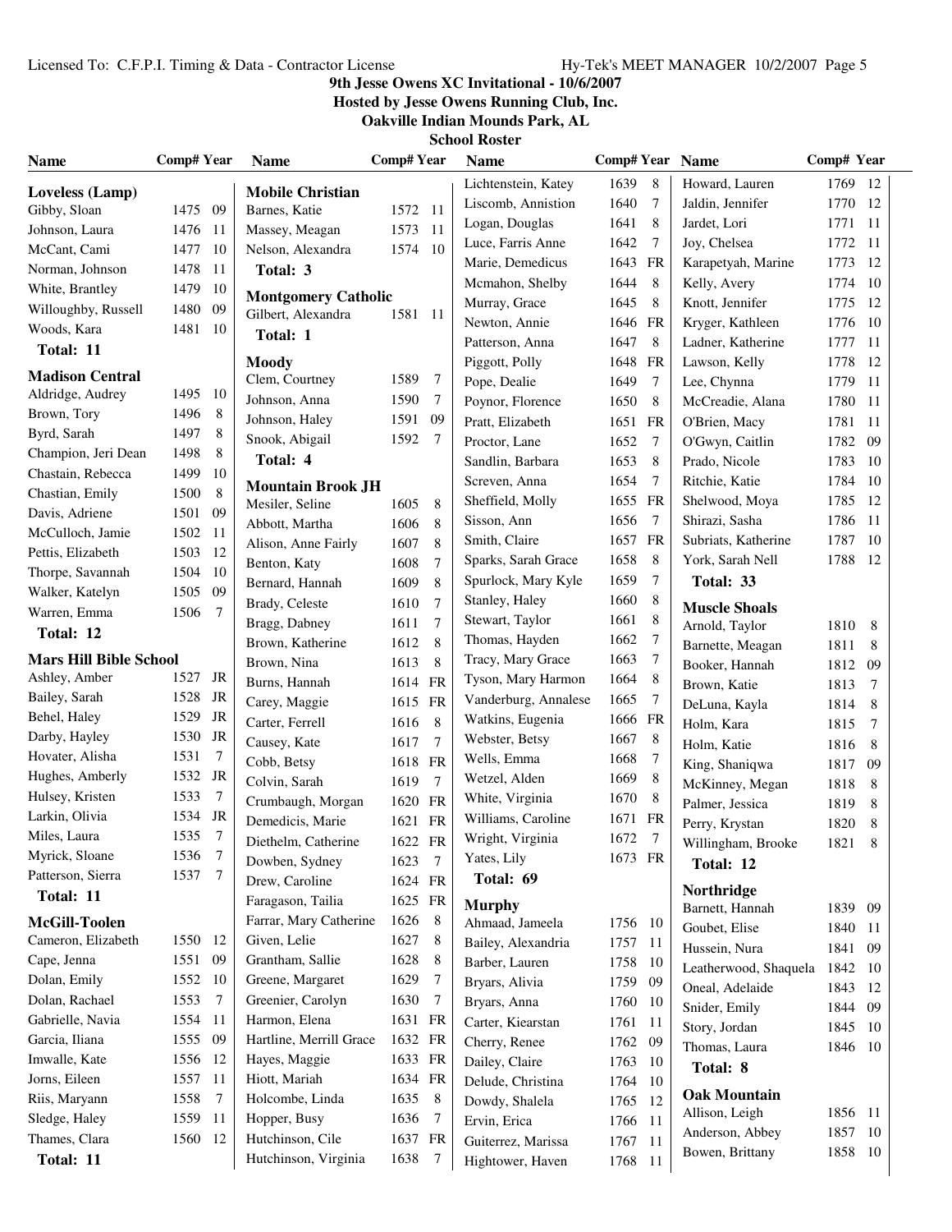**9th Jesse Owens XC Invitational - 10/6/2007**
**Hosted by Jesse Owens Running Club, Inc.**
**Oakville Indian Mounds Park, AL**
**School Roster**

### Loveless (Lamp)

| Name | Comp# | Year |
|---|---|---|
| Gibby, Sloan | 1475 | 09 |
| Johnson, Laura | 1476 | 11 |
| McCant, Cami | 1477 | 10 |
| Norman, Johnson | 1478 | 11 |
| White, Brantley | 1479 | 10 |
| Willoughby, Russell | 1480 | 09 |
| Woods, Kara | 1481 | 10 |

Total: 11

### Madison Central

| Name | Comp# | Year |
|---|---|---|
| Aldridge, Audrey | 1495 | 10 |
| Brown, Tory | 1496 | 8 |
| Byrd, Sarah | 1497 | 8 |
| Champion, Jeri Dean | 1498 | 8 |
| Chastain, Rebecca | 1499 | 10 |
| Chastian, Emily | 1500 | 8 |
| Davis, Adriene | 1501 | 09 |
| McCulloch, Jamie | 1502 | 11 |
| Pettis, Elizabeth | 1503 | 12 |
| Thorpe, Savannah | 1504 | 10 |
| Walker, Katelyn | 1505 | 09 |
| Warren, Emma | 1506 | 7 |

Total: 12

### Mars Hill Bible School

| Name | Comp# | Year |
|---|---|---|
| Ashley, Amber | 1527 | JR |
| Bailey, Sarah | 1528 | JR |
| Behel, Haley | 1529 | JR |
| Darby, Hayley | 1530 | JR |
| Hovater, Alisha | 1531 | 7 |
| Hughes, Amberly | 1532 | JR |
| Hulsey, Kristen | 1533 | 7 |
| Larkin, Olivia | 1534 | JR |
| Miles, Laura | 1535 | 7 |
| Myrick, Sloane | 1536 | 7 |
| Patterson, Sierra | 1537 | 7 |

Total: 11

### McGill-Toolen

| Name | Comp# | Year |
|---|---|---|
| Cameron, Elizabeth | 1550 | 12 |
| Cape, Jenna | 1551 | 09 |
| Dolan, Emily | 1552 | 10 |
| Dolan, Rachael | 1553 | 7 |
| Gabrielle, Navia | 1554 | 11 |
| Garcia, Iliana | 1555 | 09 |
| Imwalle, Kate | 1556 | 12 |
| Jorns, Eileen | 1557 | 11 |
| Riis, Maryann | 1558 | 7 |
| Sledge, Haley | 1559 | 11 |
| Thames, Clara | 1560 | 12 |

Total: 11

### Mobile Christian

| Name | Comp# | Year |
|---|---|---|
| Barnes, Katie | 1572 | 11 |
| Massey, Meagan | 1573 | 11 |
| Nelson, Alexandra | 1574 | 10 |

Total: 3

### Montgomery Catholic

| Name | Comp# | Year |
|---|---|---|
| Gilbert, Alexandra | 1581 | 11 |

Total: 1

### Moody

| Name | Comp# | Year |
|---|---|---|
| Clem, Courtney | 1589 | 7 |
| Johnson, Anna | 1590 | 7 |
| Johnson, Haley | 1591 | 09 |
| Snook, Abigail | 1592 | 7 |

Total: 4

### Mountain Brook JH

| Name | Comp# | Year |
|---|---|---|
| Mesiler, Seline | 1605 | 8 |
| Abbott, Martha | 1606 | 8 |
| Alison, Anne Fairly | 1607 | 8 |
| Benton, Katy | 1608 | 7 |
| Bernard, Hannah | 1609 | 8 |
| Brady, Celeste | 1610 | 7 |
| Bragg, Dabney | 1611 | 7 |
| Brown, Katherine | 1612 | 8 |
| Brown, Nina | 1613 | 8 |
| Burns, Hannah | 1614 | FR |
| Carey, Maggie | 1615 | FR |
| Carter, Ferrell | 1616 | 8 |
| Causey, Kate | 1617 | 7 |
| Cobb, Betsy | 1618 | FR |
| Colvin, Sarah | 1619 | 7 |
| Crumbaugh, Morgan | 1620 | FR |
| Demedicis, Marie | 1621 | FR |
| Diethelm, Catherine | 1622 | FR |
| Dowben, Sydney | 1623 | 7 |
| Drew, Caroline | 1624 | FR |
| Faragason, Tailia | 1625 | FR |
| Farrar, Mary Catherine | 1626 | 8 |
| Given, Lelie | 1627 | 8 |
| Grantham, Sallie | 1628 | 8 |
| Greene, Margaret | 1629 | 7 |
| Greenier, Carolyn | 1630 | 7 |
| Harmon, Elena | 1631 | FR |
| Hartline, Merrill Grace | 1632 | FR |
| Hayes, Maggie | 1633 | FR |
| Hiott, Mariah | 1634 | FR |
| Holcombe, Linda | 1635 | 8 |
| Hopper, Busy | 1636 | 7 |
| Hutchinson, Cile | 1637 | FR |
| Hutchinson, Virginia | 1638 | 7 |
| Lichtenstein, Katey | 1639 | 8 |
| Liscomb, Annistion | 1640 | 7 |
| Logan, Douglas | 1641 | 8 |
| Luce, Farris Anne | 1642 | 7 |
| Marie, Demedicus | 1643 | FR |
| Mcmahon, Shelby | 1644 | 8 |
| Murray, Grace | 1645 | 8 |
| Newton, Annie | 1646 | FR |
| Patterson, Anna | 1647 | 8 |
| Piggott, Polly | 1648 | FR |
| Pope, Dealie | 1649 | 7 |
| Poynor, Florence | 1650 | 8 |
| Pratt, Elizabeth | 1651 | FR |
| Proctor, Lane | 1652 | 7 |
| Sandlin, Barbara | 1653 | 8 |
| Screven, Anna | 1654 | 7 |
| Sheffield, Molly | 1655 | FR |
| Sisson, Ann | 1656 | 7 |
| Smith, Claire | 1657 | FR |
| Sparks, Sarah Grace | 1658 | 8 |
| Spurlock, Mary Kyle | 1659 | 7 |
| Stanley, Haley | 1660 | 8 |
| Stewart, Taylor | 1661 | 8 |
| Thomas, Hayden | 1662 | 7 |
| Tracy, Mary Grace | 1663 | 7 |
| Tyson, Mary Harmon | 1664 | 8 |
| Vanderburg, Annalese | 1665 | 7 |
| Watkins, Eugenia | 1666 | FR |
| Webster, Betsy | 1667 | 8 |
| Wells, Emma | 1668 | 7 |
| Wetzel, Alden | 1669 | 8 |
| White, Virginia | 1670 | 8 |
| Williams, Caroline | 1671 | FR |
| Wright, Virginia | 1672 | 7 |
| Yates, Lily | 1673 | FR |

Total: 69

### Murphy

| Name | Comp# | Year |
|---|---|---|
| Ahmaad, Jameela | 1756 | 10 |
| Bailey, Alexandria | 1757 | 11 |
| Barber, Lauren | 1758 | 10 |
| Bryars, Alivia | 1759 | 09 |
| Bryars, Anna | 1760 | 10 |
| Carter, Kiearstan | 1761 | 11 |
| Cherry, Renee | 1762 | 09 |
| Dailey, Claire | 1763 | 10 |
| Delude, Christina | 1764 | 10 |
| Dowdy, Shalela | 1765 | 12 |
| Ervin, Erica | 1766 | 11 |
| Guiterrez, Marissa | 1767 | 11 |
| Hightower, Haven | 1768 | 11 |
| Howard, Lauren | 1769 | 12 |
| Jaldin, Jennifer | 1770 | 12 |
| Jardet, Lori | 1771 | 11 |
| Joy, Chelsea | 1772 | 11 |
| Karapetyah, Marine | 1773 | 12 |
| Kelly, Avery | 1774 | 10 |
| Knott, Jennifer | 1775 | 12 |
| Kryger, Kathleen | 1776 | 10 |
| Ladner, Katherine | 1777 | 11 |
| Lawson, Kelly | 1778 | 12 |
| Lee, Chynna | 1779 | 11 |
| McCreadie, Alana | 1780 | 11 |
| O'Brien, Macy | 1781 | 11 |
| O'Gwyn, Caitlin | 1782 | 09 |
| Prado, Nicole | 1783 | 10 |
| Ritchie, Katie | 1784 | 10 |
| Shelwood, Moya | 1785 | 12 |
| Shirazi, Sasha | 1786 | 11 |
| Subriats, Katherine | 1787 | 10 |
| York, Sarah Nell | 1788 | 12 |

Total: 33

### Muscle Shoals

| Name | Comp# | Year |
|---|---|---|
| Arnold, Taylor | 1810 | 8 |
| Barnette, Meagan | 1811 | 8 |
| Booker, Hannah | 1812 | 09 |
| Brown, Katie | 1813 | 7 |
| DeLuna, Kayla | 1814 | 8 |
| Holm, Kara | 1815 | 7 |
| Holm, Katie | 1816 | 8 |
| King, Shaniqwa | 1817 | 09 |
| McKinney, Megan | 1818 | 8 |
| Palmer, Jessica | 1819 | 8 |
| Perry, Krystan | 1820 | 8 |
| Willingham, Brooke | 1821 | 8 |

Total: 12

### Northridge

| Name | Comp# | Year |
|---|---|---|
| Barnett, Hannah | 1839 | 09 |
| Goubet, Elise | 1840 | 11 |
| Hussein, Nura | 1841 | 09 |
| Leatherwood, Shaquela | 1842 | 10 |
| Oneal, Adelaide | 1843 | 12 |
| Snider, Emily | 1844 | 09 |
| Story, Jordan | 1845 | 10 |
| Thomas, Laura | 1846 | 10 |

Total: 8

### Oak Mountain

| Name | Comp# | Year |
|---|---|---|
| Allison, Leigh | 1856 | 11 |
| Anderson, Abbey | 1857 | 10 |
| Bowen, Brittany | 1858 | 10 |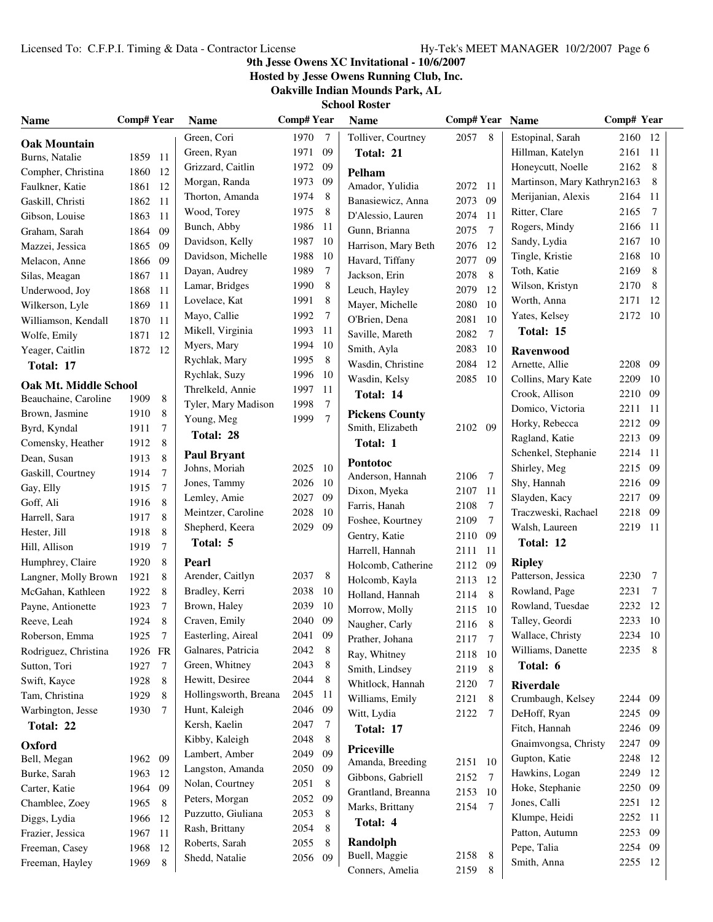9th Jesse Owens XC Invitational - 10/6/2007

Hosted by Jesse Owens Running Club, Inc.

Oakville Indian Mounds Park, AL

## School Roster

### Oak Mountain

| Name | Comp# | Year |
|---|---|---|
| Burns, Natalie | 1859 | 11 |
| Compher, Christina | 1860 | 12 |
| Faulkner, Katie | 1861 | 12 |
| Gaskill, Christi | 1862 | 11 |
| Gibson, Louise | 1863 | 11 |
| Graham, Sarah | 1864 | 09 |
| Mazzei, Jessica | 1865 | 09 |
| Melacon, Anne | 1866 | 09 |
| Silas, Meagan | 1867 | 11 |
| Underwood, Joy | 1868 | 11 |
| Wilkerson, Lyle | 1869 | 11 |
| Williamson, Kendall | 1870 | 11 |
| Wolfe, Emily | 1871 | 12 |
| Yeager, Caitlin | 1872 | 12 |

**Total: 17**

### Oak Mt. Middle School

| Name | Comp# | Year |
|---|---|---|
| Beauchaine, Caroline | 1909 | 8 |
| Brown, Jasmine | 1910 | 8 |
| Byrd, Kyndal | 1911 | 7 |
| Comensky, Heather | 1912 | 8 |
| Dean, Susan | 1913 | 8 |
| Gaskill, Courtney | 1914 | 7 |
| Gay, Elly | 1915 | 7 |
| Goff, Ali | 1916 | 8 |
| Harrell, Sara | 1917 | 8 |
| Hester, Jill | 1918 | 8 |
| Hill, Allison | 1919 | 7 |
| Humphrey, Claire | 1920 | 8 |
| Langner, Molly Brown | 1921 | 8 |
| McGahan, Kathleen | 1922 | 8 |
| Payne, Antionette | 1923 | 7 |
| Reeve, Leah | 1924 | 8 |
| Roberson, Emma | 1925 | 7 |
| Rodriguez, Christina | 1926 | FR |
| Sutton, Tori | 1927 | 7 |
| Swift, Kayce | 1928 | 8 |
| Tam, Christina | 1929 | 8 |
| Warbington, Jesse | 1930 | 7 |

**Total: 22**

### Oxford

| Name | Comp# | Year |
|---|---|---|
| Bell, Megan | 1962 | 09 |
| Burke, Sarah | 1963 | 12 |
| Carter, Katie | 1964 | 09 |
| Chamblee, Zoey | 1965 | 8 |
| Diggs, Lydia | 1966 | 12 |
| Frazier, Jessica | 1967 | 11 |
| Freeman, Casey | 1968 | 12 |
| Freeman, Hayley | 1969 | 8 |
| Green, Cori | 1970 | 7 |
| Green, Ryan | 1971 | 09 |
| Grizzard, Caitlin | 1972 | 09 |
| Morgan, Randa | 1973 | 09 |
| Thorton, Amanda | 1974 | 8 |
| Wood, Torey | 1975 | 8 |
| Bunch, Abby | 1986 | 11 |
| Davidson, Kelly | 1987 | 10 |
| Davidson, Michelle | 1988 | 10 |
| Dayan, Audrey | 1989 | 7 |
| Lamar, Bridges | 1990 | 8 |
| Lovelace, Kat | 1991 | 8 |
| Mayo, Callie | 1992 | 7 |
| Mikell, Virginia | 1993 | 11 |
| Myers, Mary | 1994 | 10 |
| Rychlak, Mary | 1995 | 8 |
| Rychlak, Suzy | 1996 | 10 |
| Threlkeld, Annie | 1997 | 11 |
| Tyler, Mary Madison | 1998 | 7 |
| Young, Meg | 1999 | 7 |

**Total: 28**

### Paul Bryant

| Name | Comp# | Year |
|---|---|---|
| Johns, Moriah | 2025 | 10 |
| Jones, Tammy | 2026 | 10 |
| Lemley, Amie | 2027 | 09 |
| Meintzer, Caroline | 2028 | 10 |
| Shepherd, Keera | 2029 | 09 |

**Total: 5**

### Pearl

| Name | Comp# | Year |
|---|---|---|
| Arender, Caitlyn | 2037 | 8 |
| Bradley, Kerri | 2038 | 10 |
| Brown, Haley | 2039 | 10 |
| Craven, Emily | 2040 | 09 |
| Easterling, Aireal | 2041 | 09 |
| Galnares, Patricia | 2042 | 8 |
| Green, Whitney | 2043 | 8 |
| Hewitt, Desiree | 2044 | 8 |
| Hollingsworth, Breana | 2045 | 11 |
| Hunt, Kaleigh | 2046 | 09 |
| Kersh, Kaelin | 2047 | 7 |
| Kibby, Kaleigh | 2048 | 8 |
| Lambert, Amber | 2049 | 09 |
| Langston, Amanda | 2050 | 09 |
| Nolan, Courtney | 2051 | 8 |
| Peters, Morgan | 2052 | 09 |
| Puzzutto, Giuliana | 2053 | 8 |
| Rash, Brittany | 2054 | 8 |
| Roberts, Sarah | 2055 | 8 |
| Shedd, Natalie | 2056 | 09 |
| Tolliver, Courtney | 2057 | 8 |

**Total: 21**

### Pelham

| Name | Comp# | Year |
|---|---|---|
| Amador, Yulidia | 2072 | 11 |
| Banasiewicz, Anna | 2073 | 09 |
| D'Alessio, Lauren | 2074 | 11 |
| Gunn, Brianna | 2075 | 7 |
| Harrison, Mary Beth | 2076 | 12 |
| Havard, Tiffany | 2077 | 09 |
| Jackson, Erin | 2078 | 8 |
| Leuch, Hayley | 2079 | 12 |
| Mayer, Michelle | 2080 | 10 |
| O'Brien, Dena | 2081 | 10 |
| Saville, Mareth | 2082 | 7 |
| Smith, Ayla | 2083 | 10 |
| Wasdin, Christine | 2084 | 12 |
| Wasdin, Kelsy | 2085 | 10 |

**Total: 14**

### Pickens County

| Name | Comp# | Year |
|---|---|---|
| Smith, Elizabeth | 2102 | 09 |

**Total: 1**

### Pontotoc

| Name | Comp# | Year |
|---|---|---|
| Anderson, Hannah | 2106 | 7 |
| Dixon, Myeka | 2107 | 11 |
| Farris, Hanah | 2108 | 7 |
| Foshee, Kourtney | 2109 | 7 |
| Gentry, Katie | 2110 | 09 |
| Harrell, Hannah | 2111 | 11 |
| Holcomb, Catherine | 2112 | 09 |
| Holcomb, Kayla | 2113 | 12 |
| Holland, Hannah | 2114 | 8 |
| Morrow, Molly | 2115 | 10 |
| Naugher, Carly | 2116 | 8 |
| Prather, Johana | 2117 | 7 |
| Ray, Whitney | 2118 | 10 |
| Smith, Lindsey | 2119 | 8 |
| Whitlock, Hannah | 2120 | 7 |
| Williams, Emily | 2121 | 8 |
| Witt, Lydia | 2122 | 7 |

**Total: 17**

### Priceville

| Name | Comp# | Year |
|---|---|---|
| Amanda, Breeding | 2151 | 10 |
| Gibbons, Gabriell | 2152 | 7 |
| Grantland, Breanna | 2153 | 10 |
| Marks, Brittany | 2154 | 7 |

**Total: 4**

### Randolph

| Name | Comp# | Year |
|---|---|---|
| Buell, Maggie | 2158 | 8 |
| Conners, Amelia | 2159 | 8 |
| Estopinal, Sarah | 2160 | 12 |
| Hillman, Katelyn | 2161 | 11 |
| Honeycutt, Noelle | 2162 | 8 |
| Martinson, Mary Kathryn | 2163 | 8 |
| Merijanian, Alexis | 2164 | 11 |
| Ritter, Clare | 2165 | 7 |
| Rogers, Mindy | 2166 | 11 |
| Sandy, Lydia | 2167 | 10 |
| Tingle, Kristie | 2168 | 10 |
| Toth, Katie | 2169 | 8 |
| Wilson, Kristyn | 2170 | 8 |
| Worth, Anna | 2171 | 12 |
| Yates, Kelsey | 2172 | 10 |

**Total: 15**

### Ravenwood

| Name | Comp# | Year |
|---|---|---|
| Arnette, Allie | 2208 | 09 |
| Collins, Mary Kate | 2209 | 10 |
| Crook, Allison | 2210 | 09 |
| Domico, Victoria | 2211 | 11 |
| Horky, Rebecca | 2212 | 09 |
| Ragland, Katie | 2213 | 09 |
| Schenkel, Stephanie | 2214 | 11 |
| Shirley, Meg | 2215 | 09 |
| Shy, Hannah | 2216 | 09 |
| Slayden, Kacy | 2217 | 09 |
| Traczweski, Rachael | 2218 | 09 |
| Walsh, Laureen | 2219 | 11 |

**Total: 12**

### Ripley

| Name | Comp# | Year |
|---|---|---|
| Patterson, Jessica | 2230 | 7 |
| Rowland, Page | 2231 | 7 |
| Rowland, Tuesdae | 2232 | 12 |
| Talley, Geordi | 2233 | 10 |
| Wallace, Christy | 2234 | 10 |
| Williams, Danette | 2235 | 8 |

**Total: 6**

### Riverdale

| Name | Comp# | Year |
|---|---|---|
| Crumbaugh, Kelsey | 2244 | 09 |
| DeHoff, Ryan | 2245 | 09 |
| Fitch, Hannah | 2246 | 09 |
| Gnaimvongsa, Christy | 2247 | 09 |
| Gupton, Katie | 2248 | 12 |
| Hawkins, Logan | 2249 | 12 |
| Hoke, Stephanie | 2250 | 09 |
| Jones, Calli | 2251 | 12 |
| Klumpe, Heidi | 2252 | 11 |
| Patton, Autumn | 2253 | 09 |
| Pepe, Talia | 2254 | 09 |
| Smith, Anna | 2255 | 12 |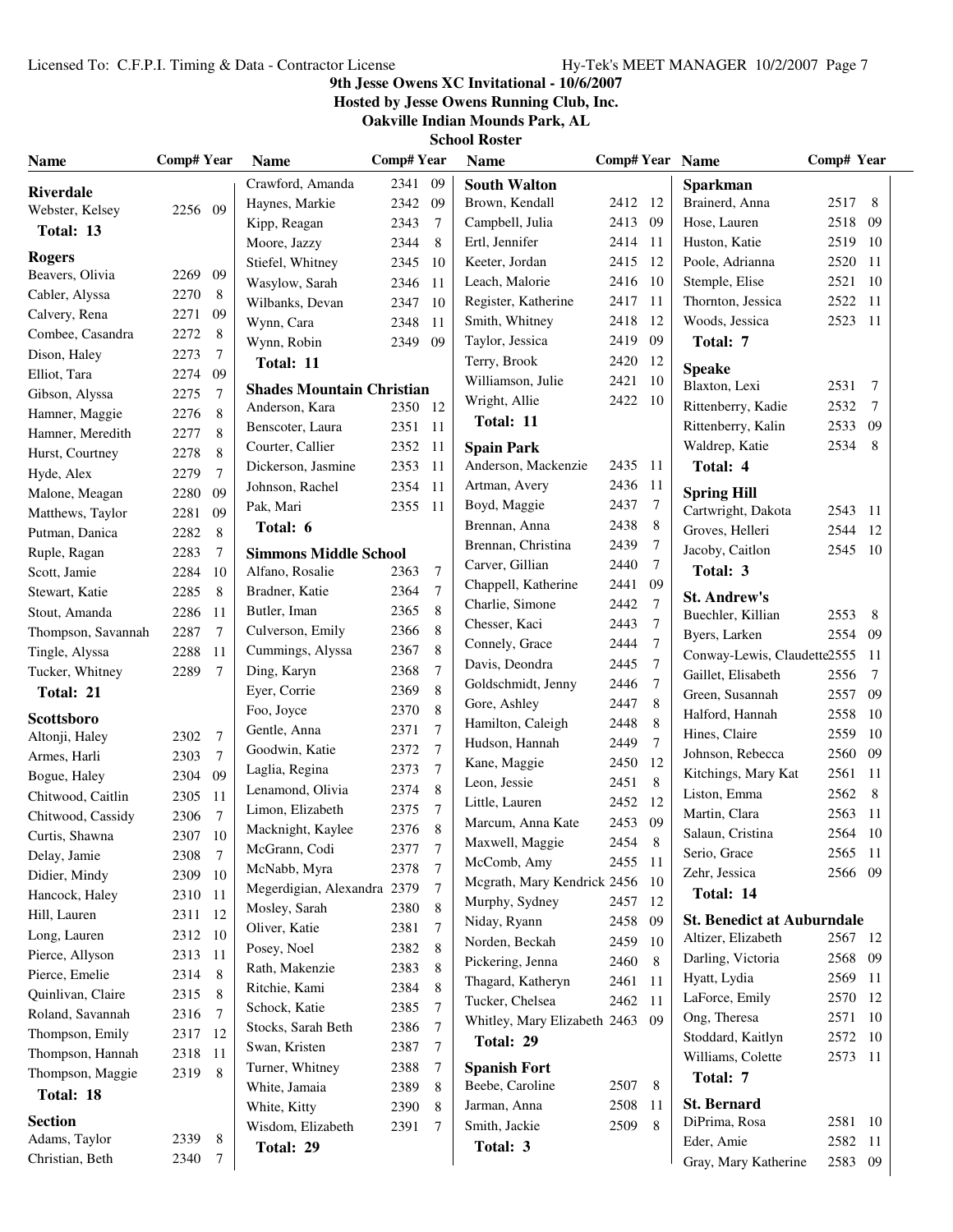**9th Jesse Owens XC Invitational - 10/6/2007**
**Hosted by Jesse Owens Running Club, Inc.**
**Oakville Indian Mounds Park, AL**
**School Roster**

| Name | Comp# | Year |
|---|---|---|
| **Riverdale** | | |
| Webster, Kelsey | 2256 | 09 |
| **Total: 13** | | |
| **Rogers** | | |
| Beavers, Olivia | 2269 | 09 |
| Cabler, Alyssa | 2270 | 8 |
| Calvery, Rena | 2271 | 09 |
| Combee, Casandra | 2272 | 8 |
| Dison, Haley | 2273 | 7 |
| Elliot, Tara | 2274 | 09 |
| Gibson, Alyssa | 2275 | 7 |
| Hamner, Maggie | 2276 | 8 |
| Hamner, Meredith | 2277 | 8 |
| Hurst, Courtney | 2278 | 8 |
| Hyde, Alex | 2279 | 7 |
| Malone, Meagan | 2280 | 09 |
| Matthews, Taylor | 2281 | 09 |
| Putman, Danica | 2282 | 8 |
| Ruple, Ragan | 2283 | 7 |
| Scott, Jamie | 2284 | 10 |
| Stewart, Katie | 2285 | 8 |
| Stout, Amanda | 2286 | 11 |
| Thompson, Savannah | 2287 | 7 |
| Tingle, Alyssa | 2288 | 11 |
| Tucker, Whitney | 2289 | 7 |
| **Total: 21** | | |
| **Scottsboro** | | |
| Altonji, Haley | 2302 | 7 |
| Armes, Harli | 2303 | 7 |
| Bogue, Haley | 2304 | 09 |
| Chitwood, Caitlin | 2305 | 11 |
| Chitwood, Cassidy | 2306 | 7 |
| Curtis, Shawna | 2307 | 10 |
| Delay, Jamie | 2308 | 7 |
| Didier, Mindy | 2309 | 10 |
| Hancock, Haley | 2310 | 11 |
| Hill, Lauren | 2311 | 12 |
| Long, Lauren | 2312 | 10 |
| Pierce, Allyson | 2313 | 11 |
| Pierce, Emelie | 2314 | 8 |
| Quinlivan, Claire | 2315 | 8 |
| Roland, Savannah | 2316 | 7 |
| Thompson, Emily | 2317 | 12 |
| Thompson, Hannah | 2318 | 11 |
| Thompson, Maggie | 2319 | 8 |
| **Total: 18** | | |
| **Section** | | |
| Adams, Taylor | 2339 | 8 |
| Christian, Beth | 2340 | 7 |
| Crawford, Amanda | 2341 | 09 |
| Haynes, Markie | 2342 | 09 |
| Kipp, Reagan | 2343 | 7 |
| Moore, Jazzy | 2344 | 8 |
| Stiefel, Whitney | 2345 | 10 |
| Wasylow, Sarah | 2346 | 11 |
| Wilbanks, Devan | 2347 | 10 |
| Wynn, Cara | 2348 | 11 |
| Wynn, Robin | 2349 | 09 |
| **Total: 11** | | |
| **Shades Mountain Christian** | | |
| Anderson, Kara | 2350 | 12 |
| Benscoter, Laura | 2351 | 11 |
| Courter, Callier | 2352 | 11 |
| Dickerson, Jasmine | 2353 | 11 |
| Johnson, Rachel | 2354 | 11 |
| Pak, Mari | 2355 | 11 |
| **Total: 6** | | |
| **Simmons Middle School** | | |
| Alfano, Rosalie | 2363 | 7 |
| Bradner, Katie | 2364 | 7 |
| Butler, Iman | 2365 | 8 |
| Culverson, Emily | 2366 | 8 |
| Cummings, Alyssa | 2367 | 8 |
| Ding, Karyn | 2368 | 7 |
| Eyer, Corrie | 2369 | 8 |
| Foo, Joyce | 2370 | 8 |
| Gentle, Anna | 2371 | 7 |
| Goodwin, Katie | 2372 | 7 |
| Laglia, Regina | 2373 | 7 |
| Lenamond, Olivia | 2374 | 8 |
| Limon, Elizabeth | 2375 | 7 |
| Macknight, Kaylee | 2376 | 8 |
| McGrann, Codi | 2377 | 7 |
| McNabb, Myra | 2378 | 7 |
| Megerdigian, Alexandra | 2379 | 7 |
| Mosley, Sarah | 2380 | 8 |
| Oliver, Katie | 2381 | 7 |
| Posey, Noel | 2382 | 8 |
| Rath, Makenzie | 2383 | 8 |
| Ritchie, Kami | 2384 | 8 |
| Schock, Katie | 2385 | 7 |
| Stocks, Sarah Beth | 2386 | 7 |
| Swan, Kristen | 2387 | 7 |
| Turner, Whitney | 2388 | 7 |
| White, Jamaia | 2389 | 8 |
| White, Kitty | 2390 | 8 |
| Wisdom, Elizabeth | 2391 | 7 |
| **Total: 29** | | |
| **South Walton** | | |
| Brown, Kendall | 2412 | 12 |
| Campbell, Julia | 2413 | 09 |
| Ertl, Jennifer | 2414 | 11 |
| Keeter, Jordan | 2415 | 12 |
| Leach, Malorie | 2416 | 10 |
| Register, Katherine | 2417 | 11 |
| Smith, Whitney | 2418 | 12 |
| Taylor, Jessica | 2419 | 09 |
| Terry, Brook | 2420 | 12 |
| Williamson, Julie | 2421 | 10 |
| Wright, Allie | 2422 | 10 |
| **Total: 11** | | |
| **Spain Park** | | |
| Anderson, Mackenzie | 2435 | 11 |
| Artman, Avery | 2436 | 11 |
| Boyd, Maggie | 2437 | 7 |
| Brennan, Anna | 2438 | 8 |
| Brennan, Christina | 2439 | 7 |
| Carver, Gillian | 2440 | 7 |
| Chappell, Katherine | 2441 | 09 |
| Charlie, Simone | 2442 | 7 |
| Chesser, Kaci | 2443 | 7 |
| Connely, Grace | 2444 | 7 |
| Davis, Deondra | 2445 | 7 |
| Goldschmidt, Jenny | 2446 | 7 |
| Gore, Ashley | 2447 | 8 |
| Hamilton, Caleigh | 2448 | 8 |
| Hudson, Hannah | 2449 | 7 |
| Kane, Maggie | 2450 | 12 |
| Leon, Jessie | 2451 | 8 |
| Little, Lauren | 2452 | 12 |
| Marcum, Anna Kate | 2453 | 09 |
| Maxwell, Maggie | 2454 | 8 |
| McComb, Amy | 2455 | 11 |
| Mcgrath, Mary Kendrick | 2456 | 10 |
| Murphy, Sydney | 2457 | 12 |
| Niday, Ryann | 2458 | 09 |
| Norden, Beckah | 2459 | 10 |
| Pickering, Jenna | 2460 | 8 |
| Thagard, Katheryn | 2461 | 11 |
| Tucker, Chelsea | 2462 | 11 |
| Whitley, Mary Elizabeth | 2463 | 09 |
| **Total: 29** | | |
| **Spanish Fort** | | |
| Beebe, Caroline | 2507 | 8 |
| Jarman, Anna | 2508 | 11 |
| Smith, Jackie | 2509 | 8 |
| **Total: 3** | | |
| **Sparkman** | | |
| Brainerd, Anna | 2517 | 8 |
| Hose, Lauren | 2518 | 09 |
| Huston, Katie | 2519 | 10 |
| Poole, Adrianna | 2520 | 11 |
| Stemple, Elise | 2521 | 10 |
| Thornton, Jessica | 2522 | 11 |
| Woods, Jessica | 2523 | 11 |
| **Total: 7** | | |
| **Speake** | | |
| Blaxton, Lexi | 2531 | 7 |
| Rittenberry, Kadie | 2532 | 7 |
| Rittenberry, Kalin | 2533 | 09 |
| Waldrep, Katie | 2534 | 8 |
| **Total: 4** | | |
| **Spring Hill** | | |
| Cartwright, Dakota | 2543 | 11 |
| Groves, Helleri | 2544 | 12 |
| Jacoby, Caitlon | 2545 | 10 |
| **Total: 3** | | |
| **St. Andrew's** | | |
| Buechler, Killian | 2553 | 8 |
| Byers, Larken | 2554 | 09 |
| Conway-Lewis, Claudette | 2555 | 11 |
| Gaillet, Elisabeth | 2556 | 7 |
| Green, Susannah | 2557 | 09 |
| Halford, Hannah | 2558 | 10 |
| Hines, Claire | 2559 | 10 |
| Johnson, Rebecca | 2560 | 09 |
| Kitchings, Mary Kat | 2561 | 11 |
| Liston, Emma | 2562 | 8 |
| Martin, Clara | 2563 | 11 |
| Salaun, Cristina | 2564 | 10 |
| Serio, Grace | 2565 | 11 |
| Zehr, Jessica | 2566 | 09 |
| **Total: 14** | | |
| **St. Benedict at Auburndale** | | |
| Altizer, Elizabeth | 2567 | 12 |
| Darling, Victoria | 2568 | 09 |
| Hyatt, Lydia | 2569 | 11 |
| LaForce, Emily | 2570 | 12 |
| Ong, Theresa | 2571 | 10 |
| Stoddard, Kaitlyn | 2572 | 10 |
| Williams, Colette | 2573 | 11 |
| **Total: 7** | | |
| **St. Bernard** | | |
| DiPrima, Rosa | 2581 | 10 |
| Eder, Amie | 2582 | 11 |
| Gray, Mary Katherine | 2583 | 09 |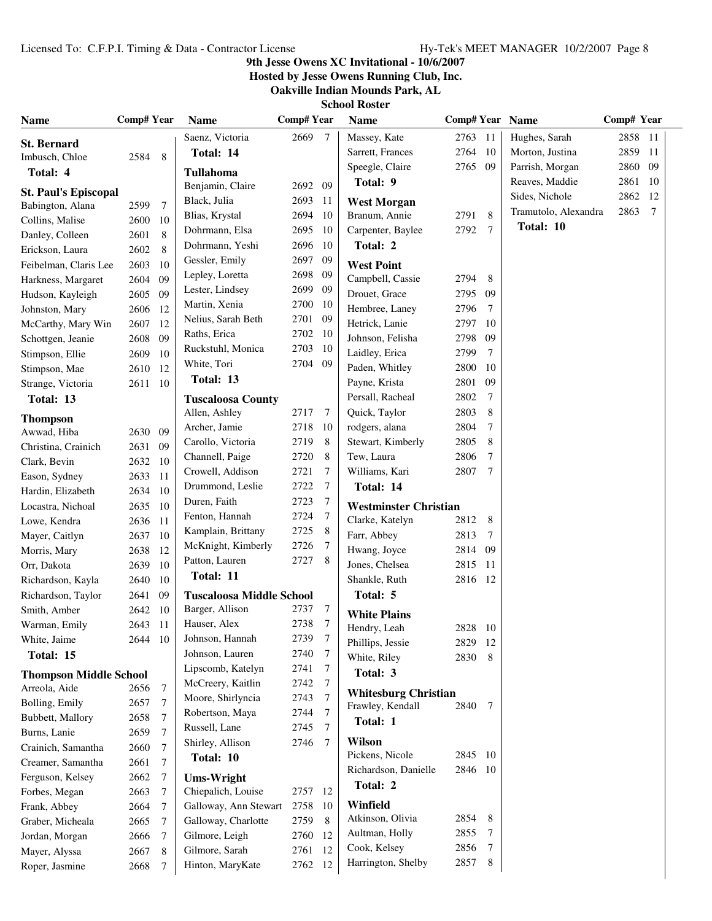**9th Jesse Owens XC Invitational - 10/6/2007**
**Hosted by Jesse Owens Running Club, Inc.**
**Oakville Indian Mounds Park, AL**
**School Roster**

| Name | Comp# | Year |
|---|---|---|
| **St. Bernard** | | |
| Imbusch, Chloe | 2584 | 8 |
| **Total: 4** | | |
| **St. Paul's Episcopal** | | |
| Babington, Alana | 2599 | 7 |
| Collins, Malise | 2600 | 10 |
| Danley, Colleen | 2601 | 8 |
| Erickson, Laura | 2602 | 8 |
| Feibelman, Claris Lee | 2603 | 10 |
| Harkness, Margaret | 2604 | 09 |
| Hudson, Kayleigh | 2605 | 09 |
| Johnston, Mary | 2606 | 12 |
| McCarthy, Mary Win | 2607 | 12 |
| Schottgen, Jeanie | 2608 | 09 |
| Stimpson, Ellie | 2609 | 10 |
| Stimpson, Mae | 2610 | 12 |
| Strange, Victoria | 2611 | 10 |
| **Total: 13** | | |
| **Thompson** | | |
| Awwad, Hiba | 2630 | 09 |
| Christina, Crainich | 2631 | 09 |
| Clark, Bevin | 2632 | 10 |
| Eason, Sydney | 2633 | 11 |
| Hardin, Elizabeth | 2634 | 10 |
| Locastra, Nichoal | 2635 | 10 |
| Lowe, Kendra | 2636 | 11 |
| Mayer, Caitlyn | 2637 | 10 |
| Morris, Mary | 2638 | 12 |
| Orr, Dakota | 2639 | 10 |
| Richardson, Kayla | 2640 | 10 |
| Richardson, Taylor | 2641 | 09 |
| Smith, Amber | 2642 | 10 |
| Warman, Emily | 2643 | 11 |
| White, Jaime | 2644 | 10 |
| **Total: 15** | | |
| **Thompson Middle School** | | |
| Arreola, Aide | 2656 | 7 |
| Bolling, Emily | 2657 | 7 |
| Bubbett, Mallory | 2658 | 7 |
| Burns, Lanie | 2659 | 7 |
| Crainich, Samantha | 2660 | 7 |
| Creamer, Samantha | 2661 | 7 |
| Ferguson, Kelsey | 2662 | 7 |
| Forbes, Megan | 2663 | 7 |
| Frank, Abbey | 2664 | 7 |
| Graber, Micheala | 2665 | 7 |
| Jordan, Morgan | 2666 | 7 |
| Mayer, Alyssa | 2667 | 8 |
| Roper, Jasmine | 2668 | 7 |
| Saenz, Victoria | 2669 | 7 |
| **Total: 14** | | |
| **Tullahoma** | | |
| Benjamin, Claire | 2692 | 09 |
| Black, Julia | 2693 | 11 |
| Blias, Krystal | 2694 | 10 |
| Dohrmann, Elsa | 2695 | 10 |
| Dohrmann, Yeshi | 2696 | 10 |
| Gessler, Emily | 2697 | 09 |
| Lepley, Loretta | 2698 | 09 |
| Lester, Lindsey | 2699 | 09 |
| Martin, Xenia | 2700 | 10 |
| Nelius, Sarah Beth | 2701 | 09 |
| Raths, Erica | 2702 | 10 |
| Ruckstuhl, Monica | 2703 | 10 |
| White, Tori | 2704 | 09 |
| **Total: 13** | | |
| **Tuscaloosa County** | | |
| Allen, Ashley | 2717 | 7 |
| Archer, Jamie | 2718 | 10 |
| Carollo, Victoria | 2719 | 8 |
| Channell, Paige | 2720 | 8 |
| Crowell, Addison | 2721 | 7 |
| Drummond, Leslie | 2722 | 7 |
| Duren, Faith | 2723 | 7 |
| Fenton, Hannah | 2724 | 7 |
| Kamplain, Brittany | 2725 | 8 |
| McKnight, Kimberly | 2726 | 7 |
| Patton, Lauren | 2727 | 8 |
| **Total: 11** | | |
| **Tuscaloosa Middle School** | | |
| Barger, Allison | 2737 | 7 |
| Hauser, Alex | 2738 | 7 |
| Johnson, Hannah | 2739 | 7 |
| Johnson, Lauren | 2740 | 7 |
| Lipscomb, Katelyn | 2741 | 7 |
| McCreery, Kaitlin | 2742 | 7 |
| Moore, Shirlyncia | 2743 | 7 |
| Robertson, Maya | 2744 | 7 |
| Russell, Lane | 2745 | 7 |
| Shirley, Allison | 2746 | 7 |
| **Total: 10** | | |
| **Ums-Wright** | | |
| Chiepalich, Louise | 2757 | 12 |
| Galloway, Ann Stewart | 2758 | 10 |
| Galloway, Charlotte | 2759 | 8 |
| Gilmore, Leigh | 2760 | 12 |
| Gilmore, Sarah | 2761 | 12 |
| Hinton, MaryKate | 2762 | 12 |
| Massey, Kate | 2763 | 11 |
| Sarrett, Frances | 2764 | 10 |
| Speegle, Claire | 2765 | 09 |
| **Total: 9** | | |
| **West Morgan** | | |
| Branum, Annie | 2791 | 8 |
| Carpenter, Baylee | 2792 | 7 |
| **Total: 2** | | |
| **West Point** | | |
| Campbell, Cassie | 2794 | 8 |
| Drouet, Grace | 2795 | 09 |
| Hembree, Laney | 2796 | 7 |
| Hetrick, Lanie | 2797 | 10 |
| Johnson, Felisha | 2798 | 09 |
| Laidley, Erica | 2799 | 7 |
| Paden, Whitley | 2800 | 10 |
| Payne, Krista | 2801 | 09 |
| Persall, Racheal | 2802 | 7 |
| Quick, Taylor | 2803 | 8 |
| rodgers, alana | 2804 | 7 |
| Stewart, Kimberly | 2805 | 8 |
| Tew, Laura | 2806 | 7 |
| Williams, Kari | 2807 | 7 |
| **Total: 14** | | |
| **Westminster Christian** | | |
| Clarke, Katelyn | 2812 | 8 |
| Farr, Abbey | 2813 | 7 |
| Hwang, Joyce | 2814 | 09 |
| Jones, Chelsea | 2815 | 11 |
| Shankle, Ruth | 2816 | 12 |
| **Total: 5** | | |
| **White Plains** | | |
| Hendry, Leah | 2828 | 10 |
| Phillips, Jessie | 2829 | 12 |
| White, Riley | 2830 | 8 |
| **Total: 3** | | |
| **Whitesburg Christian** | | |
| Frawley, Kendall | 2840 | 7 |
| **Total: 1** | | |
| **Wilson** | | |
| Pickens, Nicole | 2845 | 10 |
| Richardson, Danielle | 2846 | 10 |
| **Total: 2** | | |
| **Winfield** | | |
| Atkinson, Olivia | 2854 | 8 |
| Aultman, Holly | 2855 | 7 |
| Cook, Kelsey | 2856 | 7 |
| Harrington, Shelby | 2857 | 8 |
| Hughes, Sarah | 2858 | 11 |
| Morton, Justina | 2859 | 11 |
| Parrish, Morgan | 2860 | 09 |
| Reaves, Maddie | 2861 | 10 |
| Sides, Nichole | 2862 | 12 |
| Tramutolo, Alexandra | 2863 | 7 |
| **Total: 10** | | |